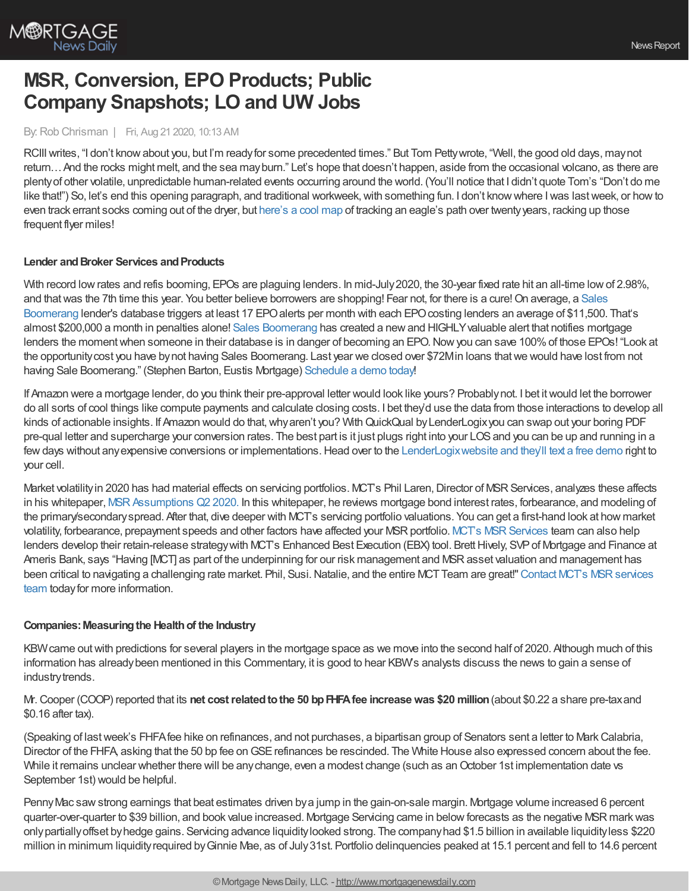# MSR, Conversion, EPO Products; Public Company Snapshots; LO and UW Jobs

By: Rob Chrisman | Fri, Aug 21 2020, 10:13 AM

RCIII writes, "I don't know about you, but I'm ready for some precedented times." But Tom Petty wrote, "Well, the good old days, may not return… And the rocks might melt, and the sea may burn." Let's hope that doesn't happen, aside from the occasional volcano, as there are plenty of other volatile, unpredictable human-related events occurring around the world. (You'll notice that I didn't quote Tom's "Don't do me like that!") So, let's end this opening paragraph, and traditional workweek, with something fun. I don't know where I was last week, or how to even track errant socks coming out of the dryer, but here's a cool map of tracking an eagle's path over twenty years, racking up those frequent flyer miles!

### Lender and Broker Services and Products

With record low rates and refis booming, EPOs are plaguing lenders. In mid-July 2020, the 30-year fixed rate hit an all-time low of 2.98%, and that was the 7th time this year. You better believe borrowers are shopping! Fear not, for there is a cure! On average, a Sales Boomerang lender's database triggers at least 17 EPO alerts per month with each EPO costing lenders an average of $11,500. That's almost $200,000 a month in penalties alone! Sales Boomerang has created a new and HIGHLY valuable alert that notifies mortgage lenders the moment when someone in their database is in danger of becoming an EPO. Now you can save 100% of those EPOs! "Look at the opportunity cost you have by not having Sales Boomerang. Last year we closed over $72M in loans that we would have lost from not having Sale Boomerang." (Stephen Barton, Eustis Mortgage) Schedule a demo today!

If Amazon were a mortgage lender, do you think their pre-approval letter would look like yours? Probably not. I bet it would let the borrower do all sorts of cool things like compute payments and calculate closing costs. I bet they'd use the data from those interactions to develop all kinds of actionable insights. If Amazon would do that, why aren't you? With QuickQual by LenderLogix you can swap out your boring PDF pre-qual letter and supercharge your conversion rates. The best part is it just plugs right into your LOS and you can be up and running in a few days without any expensive conversions or implementations. Head over to the LenderLogix website and they'll text a free demo right to your cell.

Market volatility in 2020 has had material effects on servicing portfolios. MCT's Phil Laren, Director of MSR Services, analyzes these affects in his whitepaper, MSR Assumptions Q2 2020. In this whitepaper, he reviews mortgage bond interest rates, forbearance, and modeling of the primary/secondary spread. After that, dive deeper with MCT's servicing portfolio valuations. You can get a first-hand look at how market volatility, forbearance, prepayment speeds and other factors have affected your MSR portfolio. MCT's MSR Services team can also help lenders develop their retain-release strategy with MCT's Enhanced Best Execution (EBX) tool. Brett Hively, SVP of Mortgage and Finance at Ameris Bank, says "Having [MCT] as part of the underpinning for our risk management and MSR asset valuation and management has been critical to navigating a challenging rate market. Phil, Susi. Natalie, and the entire MCT Team are great!" Contact MCT's MSR services team today for more information.

### Companies: Measuring the Health of the Industry

KBW came out with predictions for several players in the mortgage space as we move into the second half of 2020. Although much of this information has already been mentioned in this Commentary, it is good to hear KBW's analysts discuss the news to gain a sense of industry trends.

Mr. Cooper (COOP) reported that its **net cost related to the 50 bp FHFA fee increase was $20 million** (about $0.22 a share pre-tax and $0.16 after tax).

(Speaking of last week's FHFA fee hike on refinances, and not purchases, a bipartisan group of Senators sent a letter to Mark Calabria, Director of the FHFA, asking that the 50 bp fee on GSE refinances be rescinded. The White House also expressed concern about the fee. While it remains unclear whether there will be any change, even a modest change (such as an October 1st implementation date vs September 1st) would be helpful.

PennyMac saw strong earnings that beat estimates driven by a jump in the gain-on-sale margin. Mortgage volume increased 6 percent quarter-over-quarter to $39 billion, and book value increased. Mortgage Servicing came in below forecasts as the negative MSR mark was only partially offset by hedge gains. Servicing advance liquidity looked strong. The company had $1.5 billion in available liquidity less $220 million in minimum liquidity required by Ginnie Mae, as of July 31st. Portfolio delinquencies peaked at 15.1 percent and fell to 14.6 percent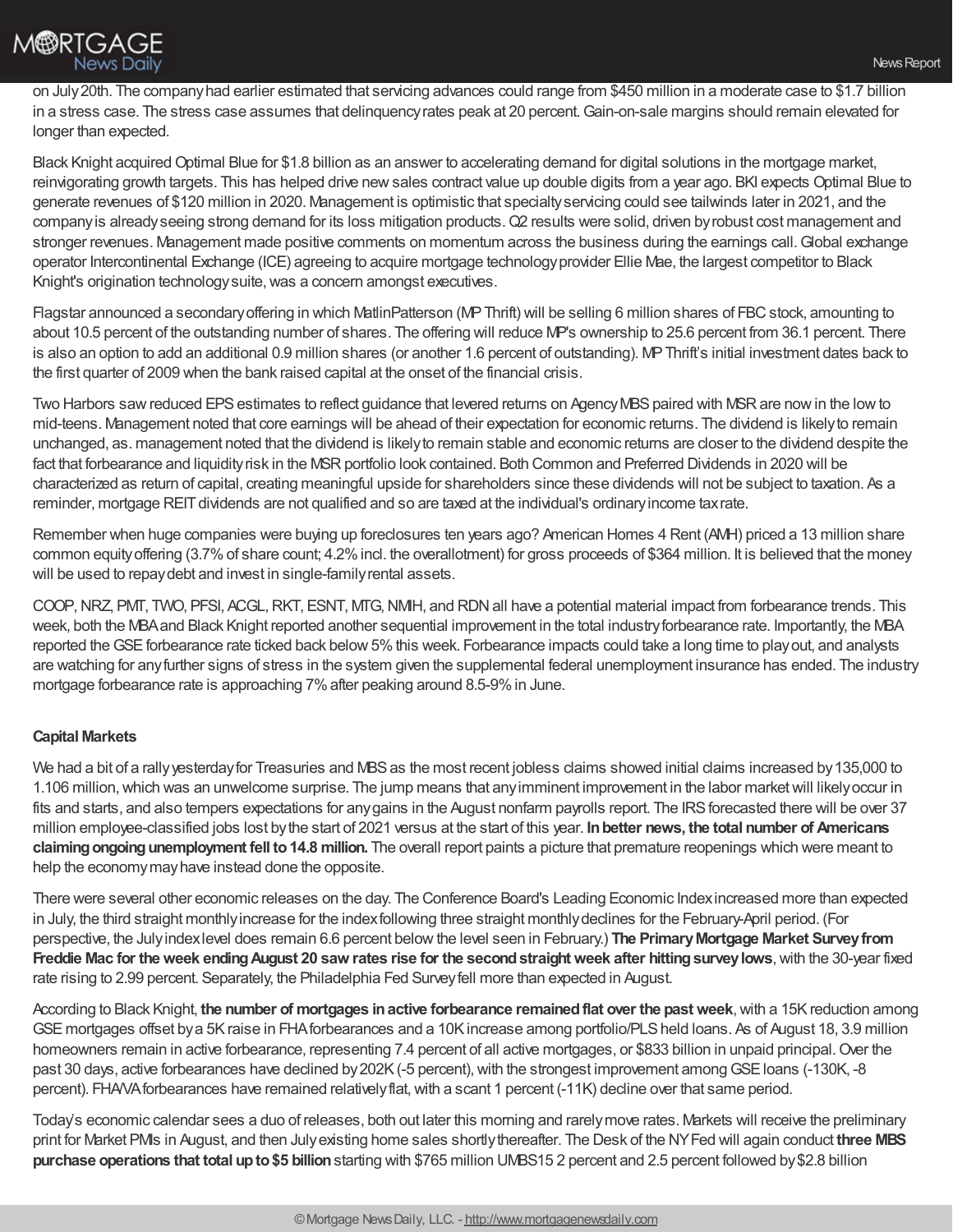on July 20th. The company had earlier estimated that servicing advances could range from $450 million in a moderate case to $1.7 billion in a stress case. The stress case assumes that delinquency rates peak at 20 percent. Gain-on-sale margins should remain elevated for longer than expected.

Black Knight acquired Optimal Blue for $1.8 billion as an answer to accelerating demand for digital solutions in the mortgage market, reinvigorating growth targets. This has helped drive new sales contract value up double digits from a year ago. BKI expects Optimal Blue to generate revenues of $120 million in 2020. Management is optimistic that specialty servicing could see tailwinds later in 2021, and the company is already seeing strong demand for its loss mitigation products. Q2 results were solid, driven by robust cost management and stronger revenues. Management made positive comments on momentum across the business during the earnings call. Global exchange operator Intercontinental Exchange (ICE) agreeing to acquire mortgage technology provider Ellie Mae, the largest competitor to Black Knight's origination technology suite, was a concern amongst executives.

Flagstar announced a secondary offering in which MatlinPatterson (MP Thrift) will be selling 6 million shares of FBC stock, amounting to about 10.5 percent of the outstanding number of shares. The offering will reduce MP's ownership to 25.6 percent from 36.1 percent. There is also an option to add an additional 0.9 million shares (or another 1.6 percent of outstanding). MP Thrift's initial investment dates back to the first quarter of 2009 when the bank raised capital at the onset of the financial crisis.

Two Harbors saw reduced EPS estimates to reflect guidance that levered returns on Agency MBS paired with MSR are now in the low to mid-teens. Management noted that core earnings will be ahead of their expectation for economic returns. The dividend is likely to remain unchanged, as. management noted that the dividend is likely to remain stable and economic returns are closer to the dividend despite the fact that forbearance and liquidity risk in the MSR portfolio look contained. Both Common and Preferred Dividends in 2020 will be characterized as return of capital, creating meaningful upside for shareholders since these dividends will not be subject to taxation. As a reminder, mortgage REIT dividends are not qualified and so are taxed at the individual's ordinary income tax rate.

Remember when huge companies were buying up foreclosures ten years ago? American Homes 4 Rent (AMH) priced a 13 million share common equity offering (3.7% of share count; 4.2% incl. the overallotment) for gross proceeds of $364 million. It is believed that the money will be used to repay debt and invest in single-family rental assets.

COOP, NRZ, PMT, TWO, PFSI, ACGL, RKT, ESNT, MTG, NMIH, and RDN all have a potential material impact from forbearance trends. This week, both the MBA and Black Knight reported another sequential improvement in the total industry forbearance rate. Importantly, the MBA reported the GSE forbearance rate ticked back below 5% this week. Forbearance impacts could take a long time to play out, and analysts are watching for any further signs of stress in the system given the supplemental federal unemployment insurance has ended. The industry mortgage forbearance rate is approaching 7% after peaking around 8.5-9% in June.

**Capital Markets**

We had a bit of a rally yesterday for Treasuries and MBS as the most recent jobless claims showed initial claims increased by 135,000 to 1.106 million, which was an unwelcome surprise. The jump means that any imminent improvement in the labor market will likely occur in fits and starts, and also tempers expectations for any gains in the August nonfarm payrolls report. The IRS forecasted there will be over 37 million employee-classified jobs lost by the start of 2021 versus at the start of this year. **In better news, the total number of Americans claiming ongoing unemployment fell to 14.8 million.** The overall report paints a picture that premature reopenings which were meant to help the economy may have instead done the opposite.

There were several other economic releases on the day. The Conference Board's Leading Economic Index increased more than expected in July, the third straight monthly increase for the index following three straight monthly declines for the February-April period. (For perspective, the July index level does remain 6.6 percent below the level seen in February.) **The Primary Mortgage Market Survey from Freddie Mac for the week ending August 20 saw rates rise for the second straight week after hitting survey lows**, with the 30-year fixed rate rising to 2.99 percent. Separately, the Philadelphia Fed Survey fell more than expected in August.

According to Black Knight, **the number of mortgages in active forbearance remained flat over the past week**, with a 15K reduction among GSE mortgages offset by a 5K raise in FHA forbearances and a 10K increase among portfolio/PLS held loans. As of August 18, 3.9 million homeowners remain in active forbearance, representing 7.4 percent of all active mortgages, or $833 billion in unpaid principal. Over the past 30 days, active forbearances have declined by 202K (-5 percent), with the strongest improvement among GSE loans (-130K, -8 percent). FHA/VA forbearances have remained relatively flat, with a scant 1 percent (-11K) decline over that same period.

Today's economic calendar sees a duo of releases, both out later this morning and rarely move rates. Markets will receive the preliminary print for Market PMIs in August, and then July existing home sales shortly thereafter. The Desk of the NY Fed will again conduct **three MBS purchase operations that total up to $5 billion** starting with $765 million UMBS15 2 percent and 2.5 percent followed by $2.8 billion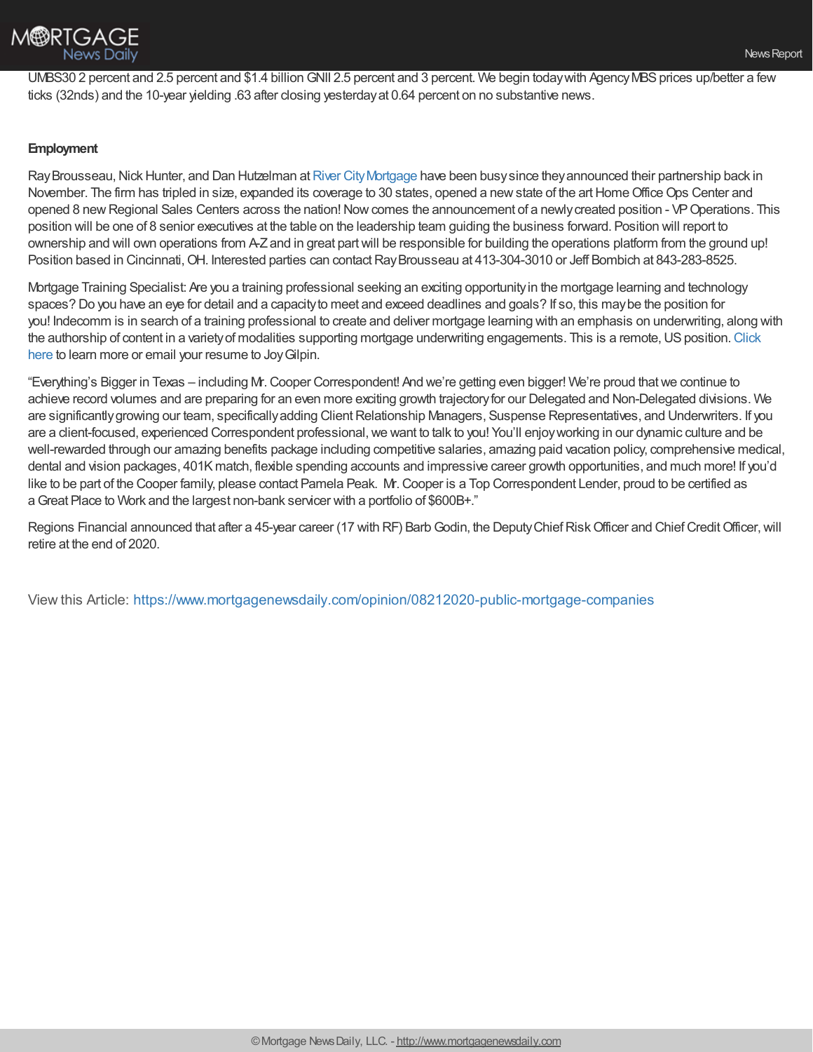UMBS30 2 percent and 2.5 percent and $1.4 billion GNII 2.5 percent and 3 percent. We begin today with Agency MBS prices up/better a few ticks (32nds) and the 10-year yielding .63 after closing yesterday at 0.64 percent on no substantive news.

**Employment**

Ray Brousseau, Nick Hunter, and Dan Hutzelman at River City Mortgage have been busy since they announced their partnership back in November. The firm has tripled in size, expanded its coverage to 30 states, opened a new state of the art Home Office Ops Center and opened 8 new Regional Sales Centers across the nation! Now comes the announcement of a newly created position - VP Operations. This position will be one of 8 senior executives at the table on the leadership team guiding the business forward. Position will report to ownership and will own operations from A-Z and in great part will be responsible for building the operations platform from the ground up! Position based in Cincinnati, OH. Interested parties can contact Ray Brousseau at 413-304-3010 or Jeff Bombich at 843-283-8525.

Mortgage Training Specialist: Are you a training professional seeking an exciting opportunity in the mortgage learning and technology spaces? Do you have an eye for detail and a capacity to meet and exceed deadlines and goals? If so, this may be the position for you! Indecomm is in search of a training professional to create and deliver mortgage learning with an emphasis on underwriting, along with the authorship of content in a variety of modalities supporting mortgage underwriting engagements. This is a remote, US position. Click here to learn more or email your resume to Joy Gilpin.

"Everything's Bigger in Texas – including Mr. Cooper Correspondent! And we're getting even bigger! We're proud that we continue to achieve record volumes and are preparing for an even more exciting growth trajectory for our Delegated and Non-Delegated divisions. We are significantly growing our team, specifically adding Client Relationship Managers, Suspense Representatives, and Underwriters. If you are a client-focused, experienced Correspondent professional, we want to talk to you! You'll enjoy working in our dynamic culture and be well-rewarded through our amazing benefits package including competitive salaries, amazing paid vacation policy, comprehensive medical, dental and vision packages, 401K match, flexible spending accounts and impressive career growth opportunities, and much more! If you'd like to be part of the Cooper family, please contact Pamela Peak. Mr. Cooper is a Top Correspondent Lender, proud to be certified as a Great Place to Work and the largest non-bank servicer with a portfolio of $600B+."

Regions Financial announced that after a 45-year career (17 with RF) Barb Godin, the Deputy Chief Risk Officer and Chief Credit Officer, will retire at the end of 2020.

View this Article: https://www.mortgagenewsdaily.com/opinion/08212020-public-mortgage-companies